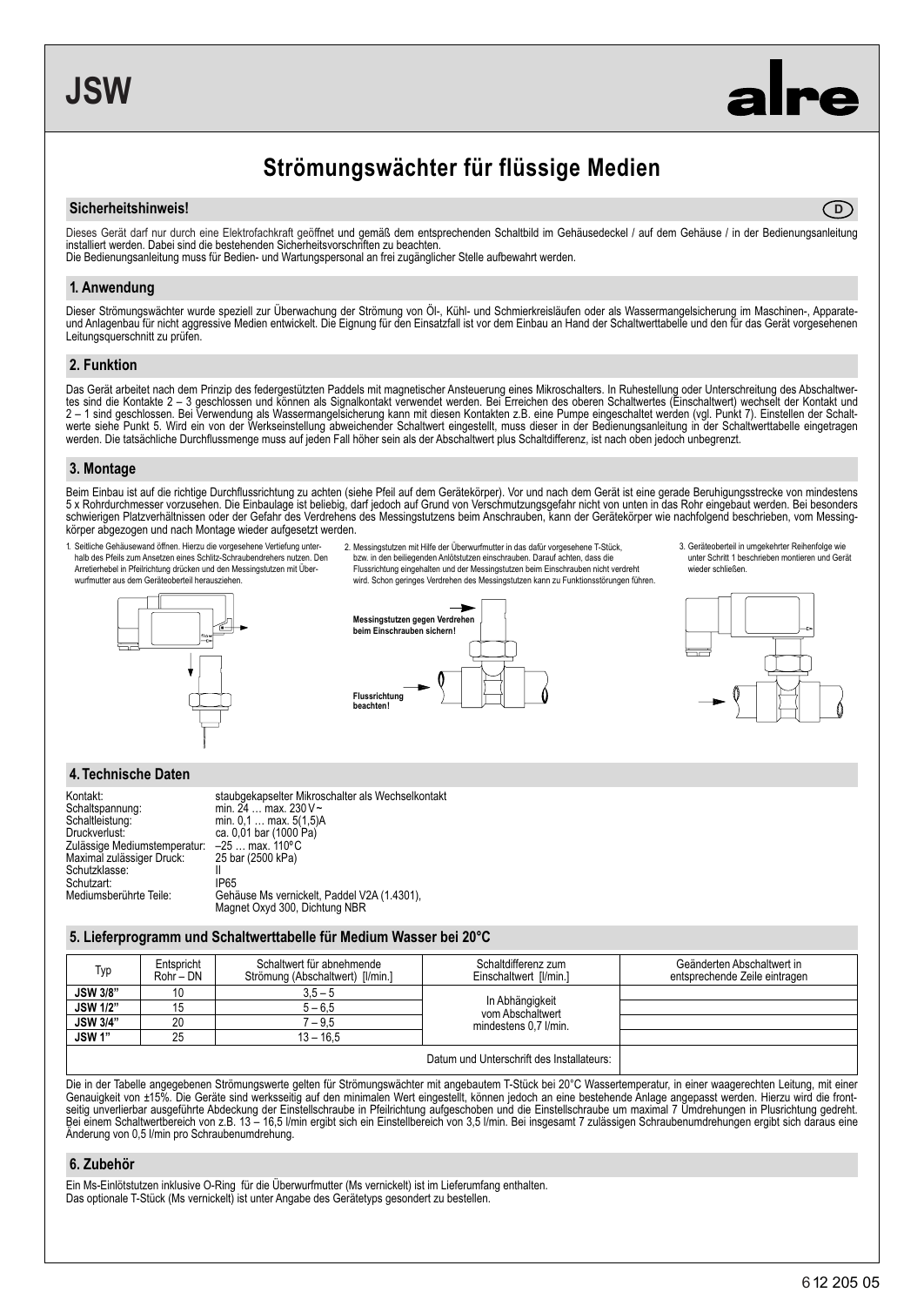# JSW

alre

## Strömungswächter für flüssige Medien

### Sicherheitshinweis!

D

Dieses Gerät darf nur durch eine Elektrofachkraft geöffnet und gemäß dem entsprechenden Schaltbild im Gehäusedeckel / auf dem Gehäuse / in der Bedienungsanleitung installiert werden. Dabei sind die bestehenden Sicherheitsvorschriften zu beachten.
Die Bedienungsanleitung muss für Bedien- und Wartungspersonal an frei zugänglicher Stelle aufbewahrt werden.

### 1. Anwendung

Dieser Strömungswächter wurde speziell zur Überwachung der Strömung von Öl-, Kühl- und Schmierkreisläufen oder als Wassermangelsicherung im Maschinen-, Apparate- und Anlagenbau für nicht aggressive Medien entwickelt. Die Eignung für den Einsatzfall ist vor dem Einbau an Hand der Schaltwerttabelle und den für das Gerät vorgesehenen Leitungsquerschnitt zu prüfen.

### 2. Funktion

Das Gerät arbeitet nach dem Prinzip des federgestützten Paddels mit magnetischer Ansteuerung eines Mikroschalters. In Ruhestellung oder Unterschreitung des Abschaltwertes sind die Kontakte 2 – 3 geschlossen und können als Signalkontakt verwendet werden. Bei Erreichen des oberen Schaltwertes (Einschaltwert) wechselt der Kontakt und 2 – 1 sind geschlossen. Bei Verwendung als Wassermangelsicherung kann mit diesen Kontakten z.B. eine Pumpe eingeschaltet werden (vgl. Punkt 7). Einstellen der Schaltwerte siehe Punkt 5. Wird ein von der Werkseinstellung abweichender Schaltwert eingestellt, muss dieser in der Bedienungsanleitung in der Schaltwerttabelle eingetragen werden. Die tatsächliche Durchflussmenge muss auf jeden Fall höher sein als der Abschaltwert plus Schaltdifferenz, ist nach oben jedoch unbegrenzt.

### 3. Montage

Beim Einbau ist auf die richtige Durchflussrichtung zu achten (siehe Pfeil auf dem Gerätekörper). Vor und nach dem Gerät ist eine gerade Beruhigungsstrecke von mindestens 5 x Rohrdurchmesser vorzusehen. Die Einbaulage ist beliebig, darf jedoch auf Grund von Verschmutzungsgefahr nicht von unten in das Rohr eingebaut werden. Bei besonders schwierigen Platzverhältnissen oder der Gefahr des Verdrehens des Messingstutzens beim Anschrauben, kann der Gerätekörper wie nachfolgend beschrieben, vom Messingkörper abgezogen und nach Montage wieder aufgesetzt werden.

1. Seitliche Gehäusewand öffnen. Hierzu die vorgesehene Vertiefung unterhalb des Pfeils zum Ansetzen eines Schlitz-Schraubendrehers nutzen. Den Arretierhebel in Pfeilrichtung drücken und den Messingstutzen mit Überwurfmutter aus dem Geräteoberteil herausziehen.
2. Messingstutzen mit Hilfe der Überwurfmutter in das dafür vorgesehene T-Stück, bzw. in den beiliegenden Anlötstutzen einschrauben. Darauf achten, dass die Flussrichtung eingehalten und der Messingstutzen beim Einschrauben nicht verdreht wird. Schon geringes Verdrehen des Messingstutzen kann zu Funktionsstörungen führen.
3. Geräteoberteil in umgekehrter Reihenfolge wie unter Schritt 1 beschrieben montieren und Gerät wieder schließen.

**Messingstutzen gegen Verdrehen beim Einschrauben sichern!**

**Flussrichtung beachten!**

### 4. Technische Daten

| | |
|---|---|
| Kontakt: | staubgekapselter Mikroschalter als Wechselkontakt |
| Schaltspannung: | min. 24 … max. 230 V~ |
| Schaltleistung: | min. 0,1 … max. 5(1,5)A |
| Druckverlust: | ca. 0,01 bar (1000 Pa) |
| Zulässige Mediumstemperatur: | –25 … max. 110°C |
| Maximal zulässiger Druck: | 25 bar (2500 kPa) |
| Schutzklasse: | II |
| Schutzart: | IP65 |
| Mediumsberührte Teile: | Gehäuse Ms vernickelt, Paddel V2A (1.4301), Magnet Oxyd 300, Dichtung NBR |

### 5. Lieferprogramm und Schaltwerttabelle für Medium Wasser bei 20°C

| Typ | Entspricht Rohr – DN | Schaltwert für abnehmende Strömung (Abschaltwert) [l/min.] | Schaltdifferenz zum Einschaltwert [l/min.] | Geänderten Abschaltwert in entsprechende Zeile eintragen |
|---|---|---|---|---|
| **JSW 3/8"** | 10 | 3,5 – 5 | In Abhängigkeit vom Abschaltwert mindestens 0,7 l/min. | |
| **JSW 1/2"** | 15 | 5 – 6,5 | | |
| **JSW 3/4"** | 20 | 7 – 9,5 | | |
| **JSW 1"** | 25 | 13 – 16,5 | | |
| | | | Datum und Unterschrift des Installateurs: | |

Die in der Tabelle angegebenen Strömungswerte gelten für Strömungswächter mit angebautem T-Stück bei 20°C Wassertemperatur, in einer waagerechten Leitung, mit einer Genauigkeit von ±15%. Die Geräte sind werksseitig auf den minimalen Wert eingestellt, können jedoch an eine bestehende Anlage angepasst werden. Hierzu wird die frontseitig unverlierbar ausgeführte Abdeckung der Einstellschraube in Pfeilrichtung aufgeschoben und die Einstellschraube um maximal 7 Umdrehungen in Plusrichtung gedreht. Bei einem Schaltwertbereich von z.B. 13 – 16,5 l/min ergibt sich ein Einstellbereich von 3,5 l/min. Bei insgesamt 7 zulässigen Schraubenumdrehungen ergibt sich daraus eine Änderung von 0,5 l/min pro Schraubenumdrehung.

### 6. Zubehör

Ein Ms-Einlötstutzen inklusive O-Ring für die Überwurfmutter (Ms vernickelt) ist im Lieferumfang enthalten.
Das optionale T-Stück (Ms vernickelt) ist unter Angabe des Gerätetyps gesondert zu bestellen.

6 12 205 05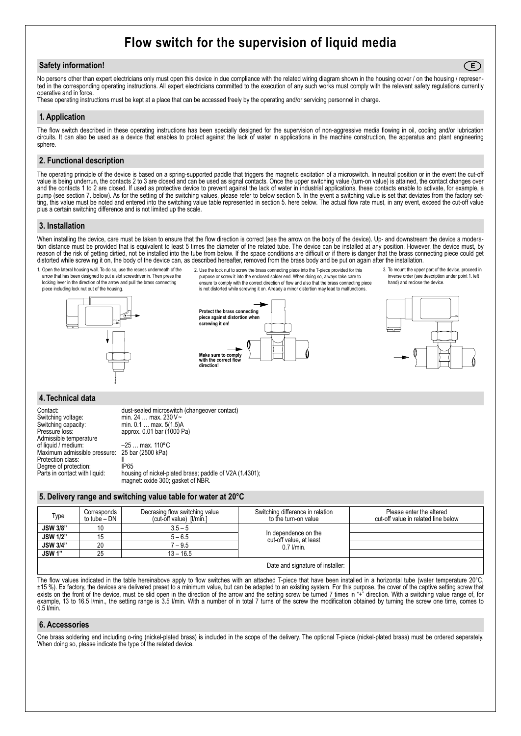# Flow switch for the supervision of liquid media

## Safety information!

E

No persons other than expert electricians only must open this device in due compliance with the related wiring diagram shown in the housing cover / on the housing / represented in the corresponding operating instructions. All expert electricians committed to the execution of any such works must comply with the relevant safety regulations currently operative and in force.
These operating instructions must be kept at a place that can be accessed freely by the operating and/or servicing personnel in charge.

## 1. Application

The flow switch described in these operating instructions has been specially designed for the supervision of non-aggressive media flowing in oil, cooling and/or lubrication circuits. It can also be used as a device that enables to protect against the lack of water in applications in the machine construction, the apparatus and plant engineering sphere.

## 2. Functional description

The operating principle of the device is based on a spring-supported paddle that triggers the magnetic excitation of a microswitch. In neutral position or in the event the cut-off value is being underrun, the contacts 2 to 3 are closed and can be used as signal contacts. Once the upper switching value (turn-on value) is attained, the contact changes over and the contacts 1 to 2 are closed. If used as protective device to prevent against the lack of water in industrial applications, these contacts enable to activate, for example, a pump (see section 7. below). As for the setting of the switching values, please refer to below section 5. In the event a switching value is set that deviates from the factory setting, this value must be noted and entered into the switching value table represented in section 5. here below. The actual flow rate must, in any event, exceed the cut-off value plus a certain switching difference and is not limited up the scale.

## 3. Installation

When installing the device, care must be taken to ensure that the flow direction is correct (see the arrow on the body of the device). Up- and downstream the device a moderation distance must be provided that is equivalent to least 5 times the diameter of the related tube. The device can be installed at any position. However, the device must, by reason of the risk of getting dirtied, not be installed into the tube from below. If the space conditions are difficult or if there is danger that the brass connecting piece could get distorted while screwing it on, the body of the device can, as described hereafter, removed from the brass body and be put on again after the installation.

1. Open the lateral housing wall. To do so, use the recess underneath of the arrow that has been designed to put a slot screwdriver in. Then press the locking lever in the direction of the arrow and pull the brass connecting piece including lock nut out of the housing.
2. Use the lock nut to screw the brass connecting piece into the T-piece provided for this purpose or screw it into the enclosed solder end. When doing so, always take care to ensure to comply with the correct direction of flow and also that the brass connecting piece is not distorted while screwing it on. Already a minor distortion may lead to malfunctions.
3. To mount the upper part of the device, proceed in inverse order (see description under point 1. left hand) and reclose the device.

**Protect the brass connecting piece against distortion when screwing it on!**

**Make sure to comply with the correct flow direction!**

## 4. Technical data

| | |
|---|---|
| Contact: | dust-sealed microswitch (changeover contact) |
| Switching voltage: | min. 24 … max. 230 V~ |
| Switching capacity: | min. 0.1 … max. 5(1.5)A |
| Pressure loss: | approx. 0.01 bar (1000 Pa) |
| Admissible temperature of liquid / medium: | –25 … max. 110°C |
| Maximum admissible pressure: | 25 bar (2500 kPa) |
| Protection class: | II |
| Degree of protection: | IP65 |
| Parts in contact with liquid: | housing of nickel-plated brass; paddle of V2A (1.4301); magnet: oxide 300; gasket of NBR. |

## 5. Delivery range and switching value table for water at 20°C

| Type | Corresponds to tube – DN | Decrasing flow switching value (cut-off value) [l/min.] | Switching difference in relation to the turn-on value | Please enter the altered cut-off value in related line below |
|---|---|---|---|---|
| **JSW 3/8"** | 10 | 3.5 – 5 | In dependence on the cut-off value, at least 0.7 l/min. | |
| **JSW 1/2"** | 15 | 5 – 6.5 | | |
| **JSW 3/4"** | 20 | 7 – 9.5 | | |
| **JSW 1"** | 25 | 13 – 16.5 | | |
| | | | Date and signature of installer: | |

The flow values indicated in the table hereinabove apply to flow switches with an attached T-piece that have been installed in a horizontal tube (water temperature 20°C, ±15 %). Ex factory, the devices are delivered preset to a minimum value, but can be adapted to an existing system. For this purpose, the cover of the captive setting screw that exists on the front of the device, must be slid open in the direction of the arrow and the setting screw be turned 7 times in "+" direction. With a switching value range of, for example, 13 to 16.5 l/min., the setting range is 3.5 l/min. With a number of in total 7 turns of the screw the modification obtained by turning the screw one time, comes to 0.5 l/min.

## 6. Accessories

One brass soldering end including o-ring (nickel-plated brass) is included in the scope of the delivery. The optional T-piece (nickel-plated brass) must be ordered seperately. When doing so, please indicate the type of the related device.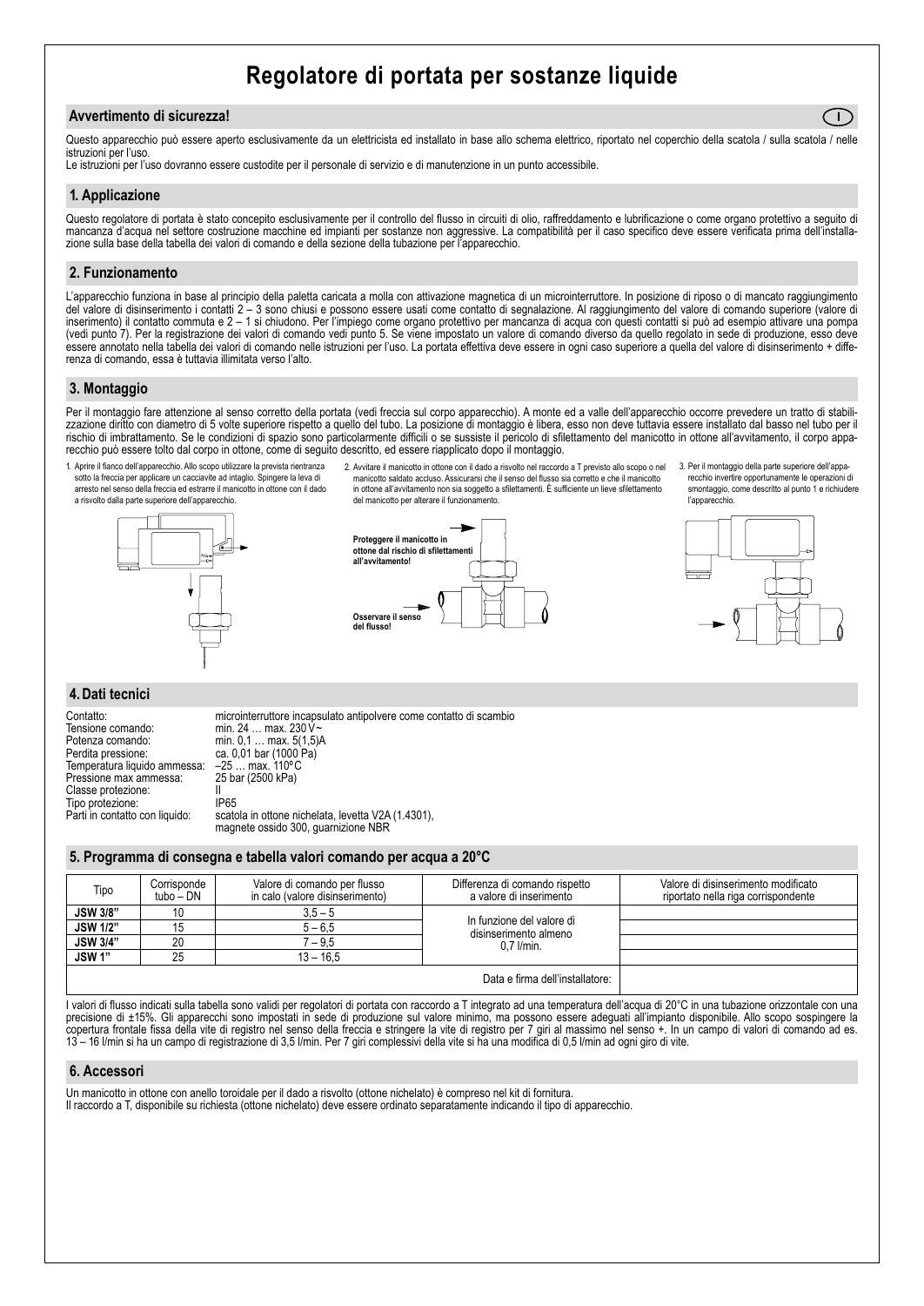# Regolatore di portata per sostanze liquide

## Avvertimento di sicurezza!

I

Questo apparecchio può essere aperto esclusivamente da un elettricista ed installato in base allo schema elettrico, riportato nel coperchio della scatola / sulla scatola / nelle istruzioni per l'uso.
Le istruzioni per l'uso dovranno essere custodite per il personale di servizio e di manutenzione in un punto accessibile.

## 1. Applicazione

Questo regolatore di portata è stato concepito esclusivamente per il controllo del flusso in circuiti di olio, raffreddamento e lubrificazione o come organo protettivo a seguito di mancanza d'acqua nel settore costruzione macchine ed impianti per sostanze non aggressive. La compatibilità per il caso specifico deve essere verificata prima dell'installazione sulla base della tabella dei valori di comando e della sezione della tubazione per l'apparecchio.

## 2. Funzionamento

L'apparecchio funziona in base al principio della paletta caricata a molla con attivazione magnetica di un microinterruttore. In posizione di riposo o di mancato raggiungimento del valore di disinserimento i contatti 2 – 3 sono chiusi e possono essere usati come contatto di segnalazione. Al raggiungimento del valore di comando superiore (valore di inserimento) il contatto commuta e 2 – 1 si chiudono. Per l'impiego come organo protettivo per mancanza di acqua con questi contatti si può ad esempio attivare una pompa (vedi punto 7). Per la registrazione dei valori di comando vedi punto 5. Se viene impostato un valore di comando diverso da quello regolato in sede di produzione, esso deve essere annotato nella tabella dei valori di comando nelle istruzioni per l'uso. La portata effettiva deve essere in ogni caso superiore a quella del valore di disinserimento + differenza di comando, essa è tuttavia illimitata verso l'alto.

## 3. Montaggio

Per il montaggio fare attenzione al senso corretto della portata (vedi freccia sul corpo apparecchio). A monte ed a valle dell'apparecchio occorre prevedere un tratto di stabilizzazione diritto con diametro di 5 volte superiore rispetto a quello del tubo. La posizione di montaggio è libera, esso non deve tuttavia essere installato dal basso nel tubo per il rischio di imbrattamento. Se le condizioni di spazio sono particolarmente difficili o se sussiste il pericolo di sfilettamento del manicotto in ottone all'avvitamento, il corpo apparecchio può essere tolto dal corpo in ottone, come di seguito descritto, ed essere riapplicato dopo il montaggio.

1. Aprire il fianco dell'apparecchio. Allo scopo utilizzare la prevista rientranza sotto la freccia per applicare un cacciavite ad intaglio. Spingere la leva di arresto nel senso della freccia ed estrarre il manicotto in ottone con il dado a risvolto dalla parte superiore dell'apparecchio.
2. Avvitare il manicotto in ottone con il dado a risvolto nel raccordo a T previsto allo scopo o nel manicotto saldato accluso. Assicurarsi che il senso del flusso sia corretto e che il manicotto in ottone all'avvitamento non sia soggetto a sfilettamenti. È sufficiente un lieve sfilettamento del manicotto per alterare il funzionamento.
3. Per il montaggio della parte superiore dell'apparecchio invertire opportunamente le operazioni di smontaggio, come descritto al punto 1 e richiudere l'apparecchio.

flow

**Proteggere il manicotto in ottone dal rischio di sfilettamenti all'avvitamento!**

**Osservare il senso del flusso!**

## 4. Dati tecnici

| | |
|---|---|
| Contatto: | microinterruttore incapsulato antipolvere come contatto di scambio |
| Tensione comando: | min. 24 … max. 230 V~ |
| Potenza comando: | min. 0,1 … max. 5(1,5)A |
| Perdita pressione: | ca. 0,01 bar (1000 Pa) |
| Temperatura liquido ammessa: | –25 … max. 110°C |
| Pressione max ammessa: | 25 bar (2500 kPa) |
| Classe protezione: | II |
| Tipo protezione: | IP65 |
| Parti in contatto con liquido: | scatola in ottone nichelata, levetta V2A (1.4301), magnete ossido 300, guarnizione NBR |

## 5. Programma di consegna e tabella valori comando per acqua a 20°C

| Tipo | Corrisponde tubo – DN | Valore di comando per flusso in calo (valore disinserimento) | Differenza di comando rispetto a valore di inserimento | Valore di disinserimento modificato riportato nella riga corrispondente |
|---|---|---|---|---|
| **JSW 3/8"** | 10 | 3,5 – 5 | In funzione del valore di disinserimento almeno 0,7 l/min. | |
| **JSW 1/2"** | 15 | 5 – 6,5 | | |
| **JSW 3/4"** | 20 | 7 – 9,5 | | |
| **JSW 1"** | 25 | 13 – 16,5 | | |
| | | | Data e firma dell'installatore: | |

I valori di flusso indicati sulla tabella sono validi per regolatori di portata con raccordo a T integrato ad una temperatura dell'acqua di 20°C in una tubazione orizzontale con una precisione di ±15%. Gli apparecchi sono impostati in sede di produzione sul valore minimo, ma possono essere adeguati all'impianto disponibile. Allo scopo sospingere la copertura frontale fissa della vite di registro nel senso della freccia e stringere la vite di registro per 7 giri al massimo nel senso +. In un campo di valori di comando ad es. 13 – 16 l/min si ha un campo di registrazione di 3,5 l/min. Per 7 giri complessivi della vite si ha una modifica di 0,5 l/min ad ogni giro di vite.

## 6. Accessori

Un manicotto in ottone con anello toroidale per il dado a risvolto (ottone nichelato) è compreso nel kit di fornitura.
Il raccordo a T, disponibile su richiesta (ottone nichelato) deve essere ordinato separatamente indicando il tipo di apparecchio.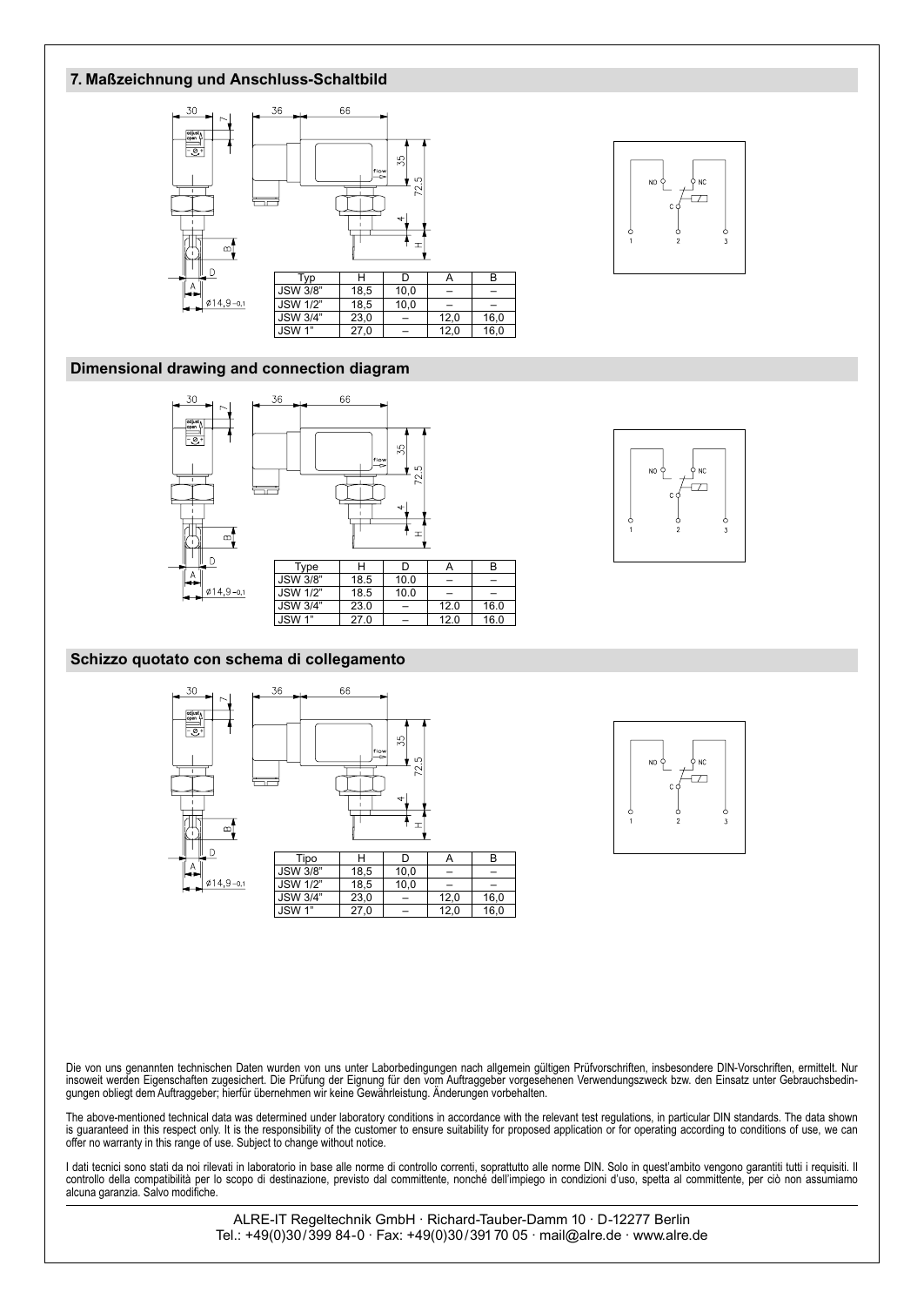## 7. Maßzeichnung und Anschluss-Schaltbild

| Typ | H | D | A | B |
|---|---|---|---|---|
| JSW 3/8" | 18,5 | 10,0 | – | – |
| JSW 1/2" | 18,5 | 10,0 | – | – |
| JSW 3/4" | 23,0 | – | 12,0 | 16,0 |
| JSW 1" | 27,0 | – | 12,0 | 16,0 |

## Dimensional drawing and connection diagram

| Type | H | D | A | B |
|---|---|---|---|---|
| JSW 3/8" | 18.5 | 10.0 | – | – |
| JSW 1/2" | 18.5 | 10.0 | – | – |
| JSW 3/4" | 23.0 | – | 12.0 | 16.0 |
| JSW 1" | 27.0 | – | 12.0 | 16.0 |

## Schizzo quotato con schema di collegamento

| Tipo | H | D | A | B |
|---|---|---|---|---|
| JSW 3/8" | 18,5 | 10,0 | – | – |
| JSW 1/2" | 18,5 | 10,0 | – | – |
| JSW 3/4" | 23,0 | – | 12,0 | 16,0 |
| JSW 1" | 27,0 | – | 12,0 | 16,0 |

Die von uns genannten technischen Daten wurden von uns unter Laborbedingungen nach allgemein gültigen Prüfvorschriften, insbesondere DIN-Vorschriften, ermittelt. Nur insoweit werden Eigenschaften zugesichert. Die Prüfung der Eignung für den vom Auftraggeber vorgesehenen Verwendungszweck bzw. den Einsatz unter Gebrauchsbedingungen obliegt dem Auftraggeber; hierfür übernehmen wir keine Gewährleistung. Änderungen vorbehalten.

The above-mentioned technical data was determined under laboratory conditions in accordance with the relevant test regulations, in particular DIN standards. The data shown is guaranteed in this respect only. It is the responsibility of the customer to ensure suitability for proposed application or for operating according to conditions of use, we can offer no warranty in this range of use. Subject to change without notice.

I dati tecnici sono stati da noi rilevati in laboratorio in base alle norme di controllo correnti, soprattutto alle norme DIN. Solo in quest'ambito vengono garantiti tutti i requisiti. Il controllo della compatibilità per lo scopo di destinazione, previsto dal committente, nonché dell'impiego in condizioni d'uso, spetta al committente, per ciò non assumiamo alcuna garanzia. Salvo modifiche.

ALRE-IT Regeltechnik GmbH · Richard-Tauber-Damm 10 · D-12277 Berlin
Tel.: +49(0)30/399 84-0 · Fax: +49(0)30/391 70 05 · mail@alre.de · www.alre.de